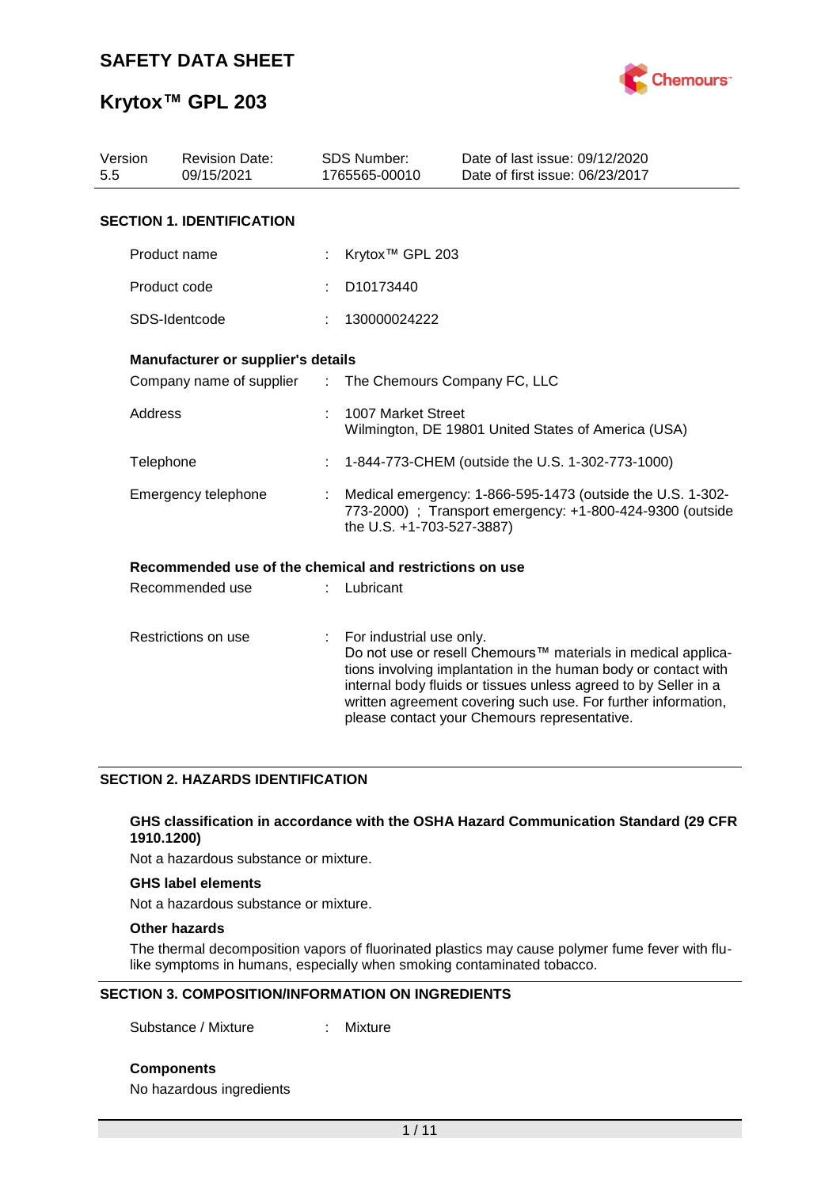# SAFETY DATA SHEET

# Krytox™ GPL 203

| Version | Revision Date: | SDS Number: | Date of last issue: 09/12/2020 |
|---|---|---|---|
| 5.5 | 09/15/2021 | 1765565-00010 | Date of first issue: 06/23/2017 |

## SECTION 1. IDENTIFICATION

Product name : Krytox™ GPL 203

Product code : D10173440

SDS-Identcode : 130000024222

### Manufacturer or supplier's details

Company name of supplier : The Chemours Company FC, LLC

Address : 1007 Market Street
Wilmington, DE 19801 United States of America (USA)

Telephone : 1-844-773-CHEM (outside the U.S. 1-302-773-1000)

Emergency telephone : Medical emergency: 1-866-595-1473 (outside the U.S. 1-302-773-2000) ; Transport emergency: +1-800-424-9300 (outside the U.S. +1-703-527-3887)

### Recommended use of the chemical and restrictions on use

Recommended use : Lubricant

Restrictions on use : For industrial use only.
Do not use or resell Chemours™ materials in medical applications involving implantation in the human body or contact with internal body fluids or tissues unless agreed to by Seller in a written agreement covering such use. For further information, please contact your Chemours representative.

## SECTION 2. HAZARDS IDENTIFICATION

**GHS classification in accordance with the OSHA Hazard Communication Standard (29 CFR 1910.1200)**

Not a hazardous substance or mixture.

**GHS label elements**

Not a hazardous substance or mixture.

**Other hazards**

The thermal decomposition vapors of fluorinated plastics may cause polymer fume fever with flu-like symptoms in humans, especially when smoking contaminated tobacco.

## SECTION 3. COMPOSITION/INFORMATION ON INGREDIENTS

Substance / Mixture : Mixture

**Components**

No hazardous ingredients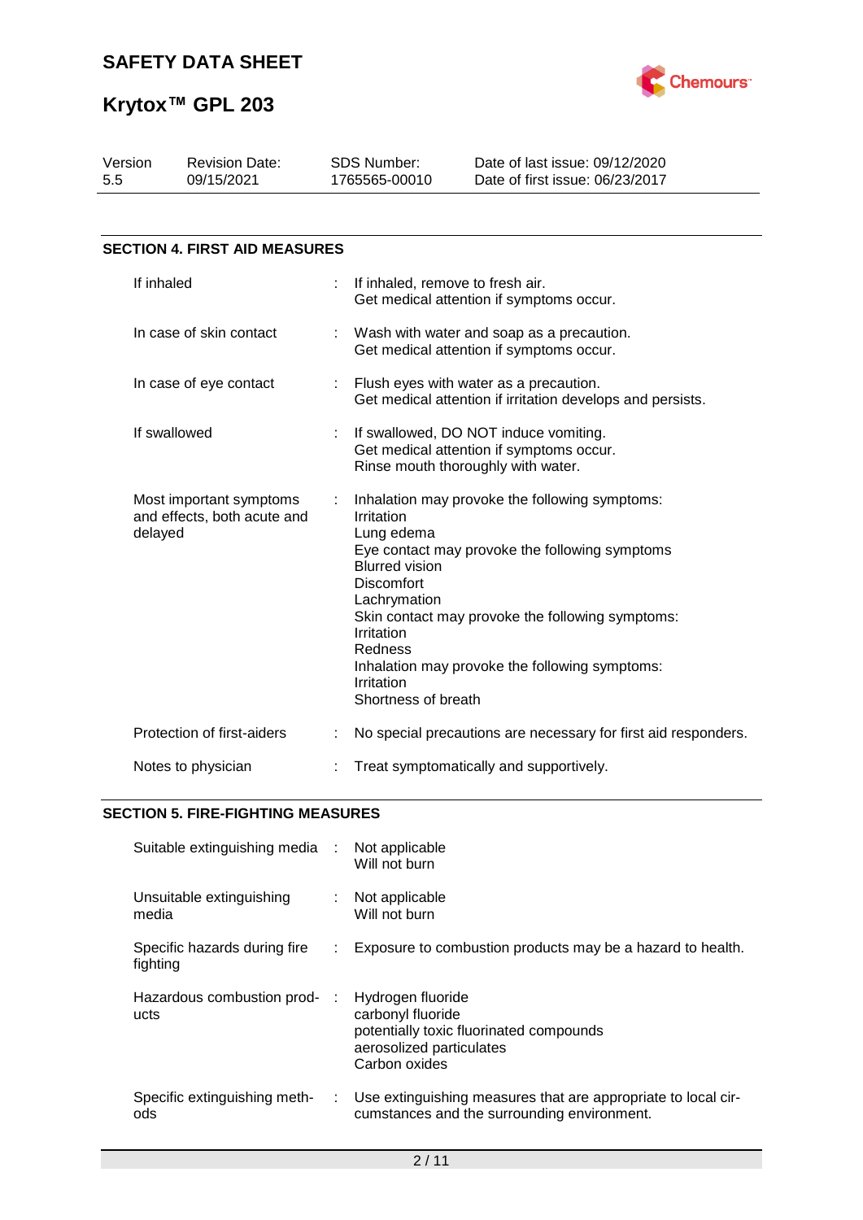## SECTION 4. FIRST AID MEASURES

| | |
|---|---|
| If inhaled | If inhaled, remove to fresh air.<br>Get medical attention if symptoms occur. |
| In case of skin contact | Wash with water and soap as a precaution.<br>Get medical attention if symptoms occur. |
| In case of eye contact | Flush eyes with water as a precaution.<br>Get medical attention if irritation develops and persists. |
| If swallowed | If swallowed, DO NOT induce vomiting.<br>Get medical attention if symptoms occur.<br>Rinse mouth thoroughly with water. |
| Most important symptoms and effects, both acute and delayed | Inhalation may provoke the following symptoms:<br>Irritation<br>Lung edema<br>Eye contact may provoke the following symptoms<br>Blurred vision<br>Discomfort<br>Lachrymation<br>Skin contact may provoke the following symptoms:<br>Irritation<br>Redness<br>Inhalation may provoke the following symptoms:<br>Irritation<br>Shortness of breath |
| Protection of first-aiders | No special precautions are necessary for first aid responders. |
| Notes to physician | Treat symptomatically and supportively. |

## SECTION 5. FIRE-FIGHTING MEASURES

| | |
|---|---|
| Suitable extinguishing media | Not applicable<br>Will not burn |
| Unsuitable extinguishing media | Not applicable<br>Will not burn |
| Specific hazards during fire fighting | Exposure to combustion products may be a hazard to health. |
| Hazardous combustion products | Hydrogen fluoride<br>carbonyl fluoride<br>potentially toxic fluorinated compounds<br>aerosolized particulates<br>Carbon oxides |
| Specific extinguishing methods | Use extinguishing measures that are appropriate to local circumstances and the surrounding environment. |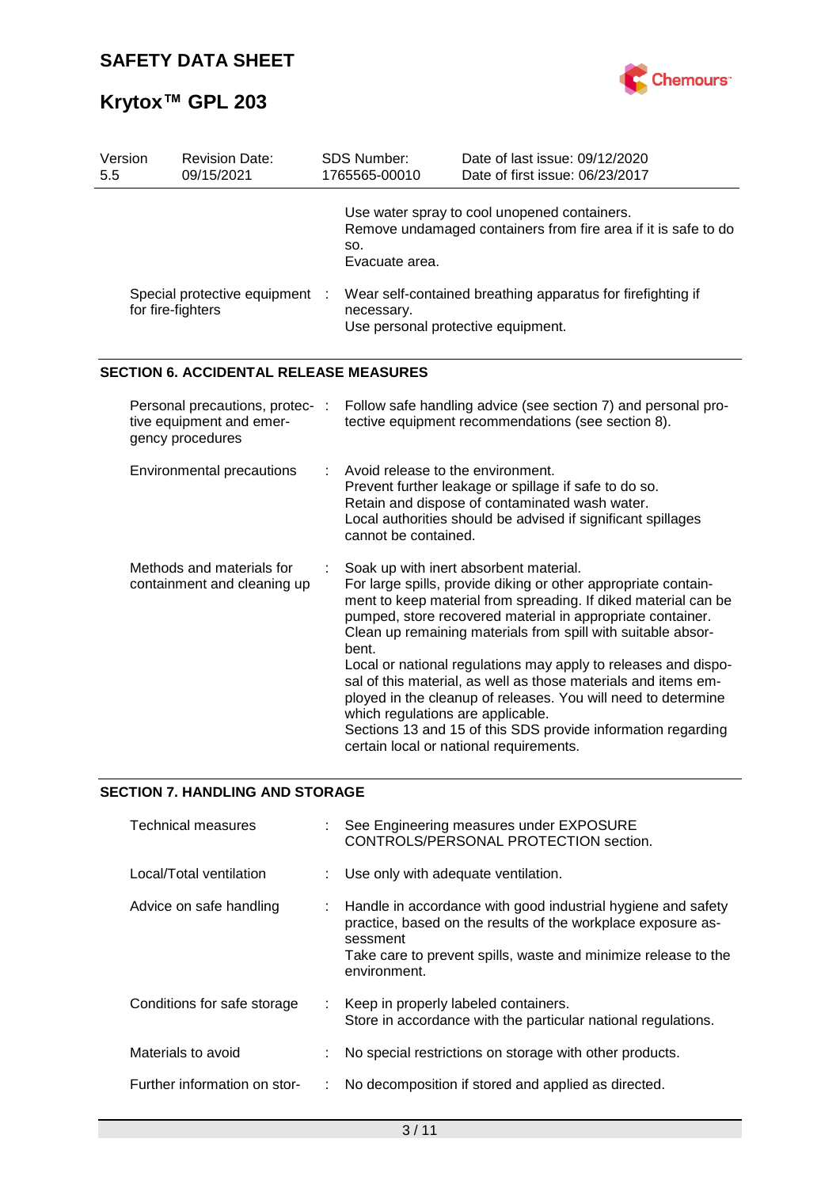| Version 5.5 | Revision Date: 09/15/2021 | SDS Number: 1765565-00010 | Date of last issue: 09/12/2020<br>Date of first issue: 06/23/2017 |
|---|---|---|---|

Use water spray to cool unopened containers.
Remove undamaged containers from fire area if it is safe to do so.
Evacuate area.

Special protective equipment for fire-fighters : Wear self-contained breathing apparatus for firefighting if necessary.
Use personal protective equipment.

## SECTION 6. ACCIDENTAL RELEASE MEASURES

Personal precautions, protective equipment and emergency procedures : Follow safe handling advice (see section 7) and personal protective equipment recommendations (see section 8).

Environmental precautions : Avoid release to the environment.
Prevent further leakage or spillage if safe to do so.
Retain and dispose of contaminated wash water.
Local authorities should be advised if significant spillages cannot be contained.

Methods and materials for containment and cleaning up : Soak up with inert absorbent material.
For large spills, provide diking or other appropriate containment to keep material from spreading. If diked material can be pumped, store recovered material in appropriate container.
Clean up remaining materials from spill with suitable absorbent.
Local or national regulations may apply to releases and disposal of this material, as well as those materials and items employed in the cleanup of releases. You will need to determine which regulations are applicable.
Sections 13 and 15 of this SDS provide information regarding certain local or national requirements.

## SECTION 7. HANDLING AND STORAGE

Technical measures : See Engineering measures under EXPOSURE CONTROLS/PERSONAL PROTECTION section.

Local/Total ventilation : Use only with adequate ventilation.

Advice on safe handling : Handle in accordance with good industrial hygiene and safety practice, based on the results of the workplace exposure assessment
Take care to prevent spills, waste and minimize release to the environment.

Conditions for safe storage : Keep in properly labeled containers.
Store in accordance with the particular national regulations.

Materials to avoid : No special restrictions on storage with other products.

Further information on stor- : No decomposition if stored and applied as directed.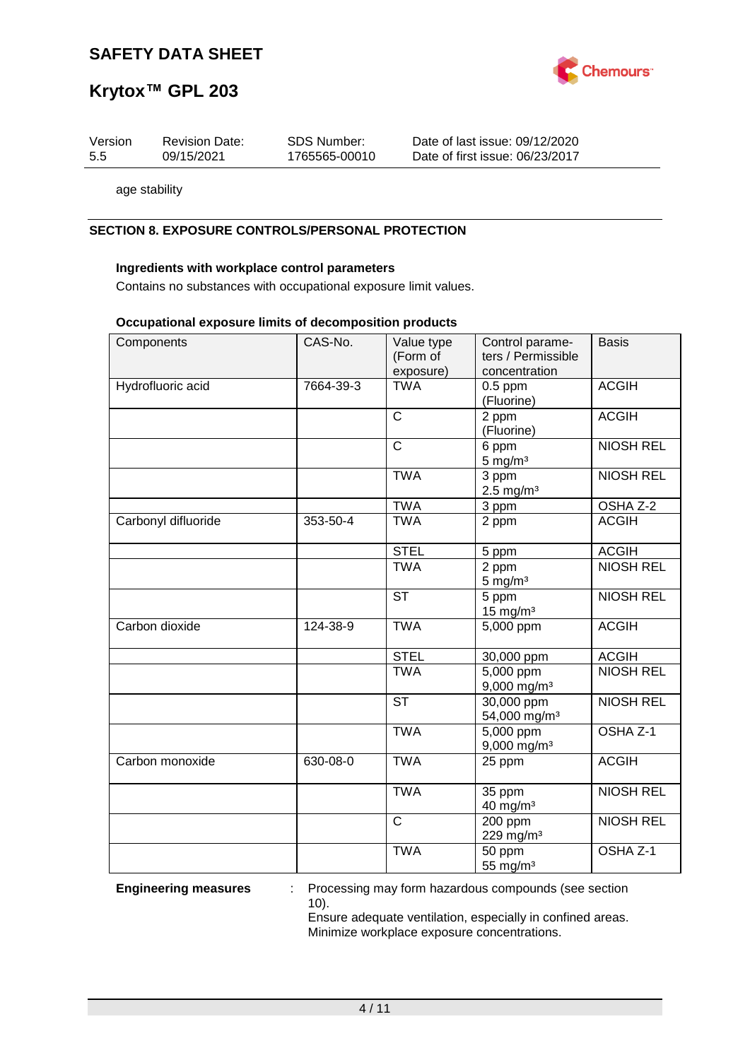age stability

## SECTION 8. EXPOSURE CONTROLS/PERSONAL PROTECTION

**Ingredients with workplace control parameters**

Contains no substances with occupational exposure limit values.

**Occupational exposure limits of decomposition products**

| Components | CAS-No. | Value type (Form of exposure) | Control parameters / Permissible concentration | Basis |
|---|---|---|---|---|
| Hydrofluoric acid | 7664-39-3 | TWA | 0.5 ppm (Fluorine) | ACGIH |
| | | C | 2 ppm (Fluorine) | ACGIH |
| | | C | 6 ppm 5 mg/m³ | NIOSH REL |
| | | TWA | 3 ppm 2.5 mg/m³ | NIOSH REL |
| | | TWA | 3 ppm | OSHA Z-2 |
| Carbonyl difluoride | 353-50-4 | TWA | 2 ppm | ACGIH |
| | | STEL | 5 ppm | ACGIH |
| | | TWA | 2 ppm 5 mg/m³ | NIOSH REL |
| | | ST | 5 ppm 15 mg/m³ | NIOSH REL |
| Carbon dioxide | 124-38-9 | TWA | 5,000 ppm | ACGIH |
| | | STEL | 30,000 ppm | ACGIH |
| | | TWA | 5,000 ppm 9,000 mg/m³ | NIOSH REL |
| | | ST | 30,000 ppm 54,000 mg/m³ | NIOSH REL |
| | | TWA | 5,000 ppm 9,000 mg/m³ | OSHA Z-1 |
| Carbon monoxide | 630-08-0 | TWA | 25 ppm | ACGIH |
| | | TWA | 35 ppm 40 mg/m³ | NIOSH REL |
| | | C | 200 ppm 229 mg/m³ | NIOSH REL |
| | | TWA | 50 ppm 55 mg/m³ | OSHA Z-1 |

**Engineering measures** : Processing may form hazardous compounds (see section 10).
Ensure adequate ventilation, especially in confined areas.
Minimize workplace exposure concentrations.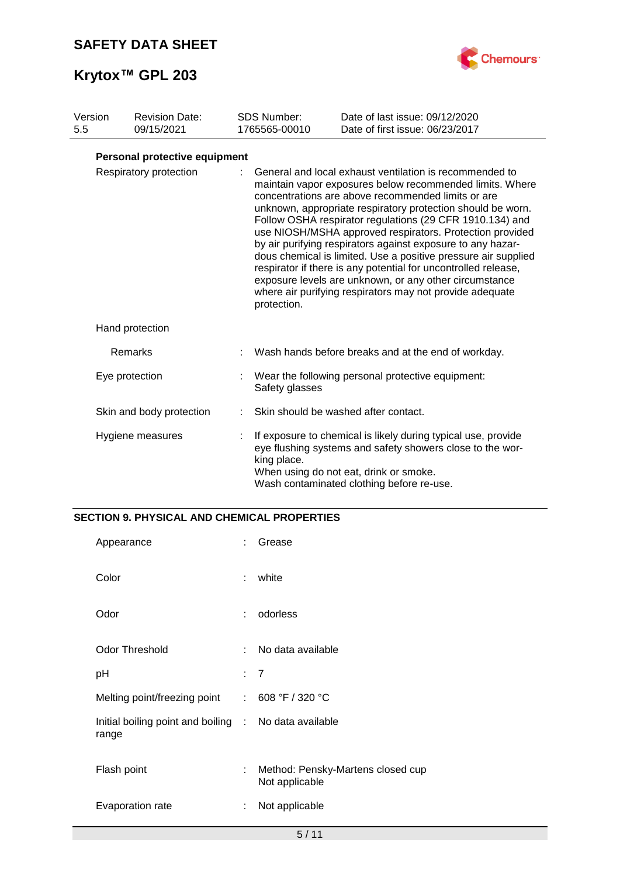| Version | Revision Date: | SDS Number: | Date of last issue: 09/12/2020 |
|---|---|---|---|
| 5.5 | 09/15/2021 | 1765565-00010 | Date of first issue: 06/23/2017 |

**Personal protective equipment**

| | | |
|---|---|---|
| Respiratory protection | : | General and local exhaust ventilation is recommended to maintain vapor exposures below recommended limits. Where concentrations are above recommended limits or are unknown, appropriate respiratory protection should be worn. Follow OSHA respirator regulations (29 CFR 1910.134) and use NIOSH/MSHA approved respirators. Protection provided by air purifying respirators against exposure to any hazardous chemical is limited. Use a positive pressure air supplied respirator if there is any potential for uncontrolled release, exposure levels are unknown, or any other circumstance where air purifying respirators may not provide adequate protection. |
| Hand protection | | |
| Remarks | : | Wash hands before breaks and at the end of workday. |
| Eye protection | : | Wear the following personal protective equipment:<br>Safety glasses |
| Skin and body protection | : | Skin should be washed after contact. |
| Hygiene measures | : | If exposure to chemical is likely during typical use, provide eye flushing systems and safety showers close to the working place.<br>When using do not eat, drink or smoke.<br>Wash contaminated clothing before re-use. |

## SECTION 9. PHYSICAL AND CHEMICAL PROPERTIES

| | | |
|---|---|---|
| Appearance | : | Grease |
| Color | : | white |
| Odor | : | odorless |
| Odor Threshold | : | No data available |
| pH | : | 7 |
| Melting point/freezing point | : | 608 °F / 320 °C |
| Initial boiling point and boiling range | : | No data available |
| Flash point | : | Method: Pensky-Martens closed cup<br>Not applicable |
| Evaporation rate | : | Not applicable |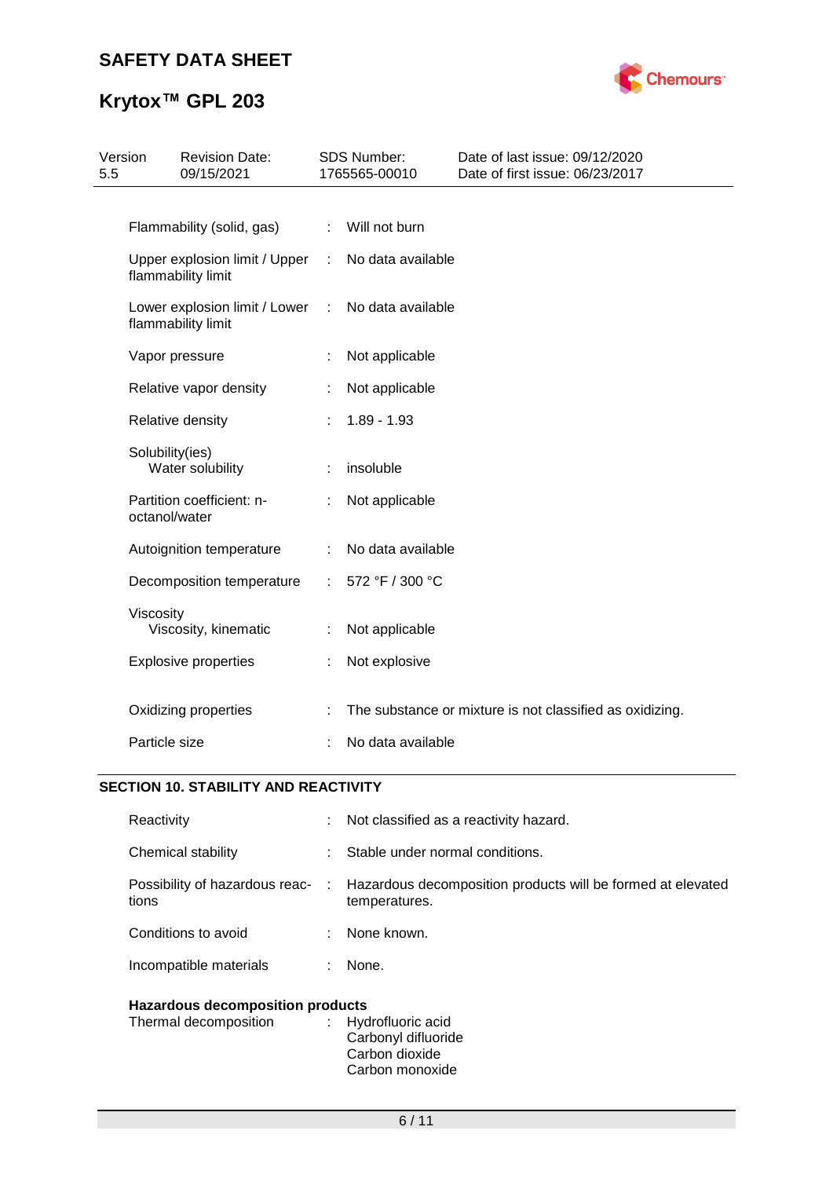| | | |
|---|---|---|
| Flammability (solid, gas) | : | Will not burn |
| Upper explosion limit / Upper flammability limit | : | No data available |
| Lower explosion limit / Lower flammability limit | : | No data available |
| Vapor pressure | : | Not applicable |
| Relative vapor density | : | Not applicable |
| Relative density | : | 1.89 - 1.93 |
| Solubility(ies)<br>Water solubility | : | insoluble |
| Partition coefficient: n-octanol/water | : | Not applicable |
| Autoignition temperature | : | No data available |
| Decomposition temperature | : | 572 °F / 300 °C |
| Viscosity<br>Viscosity, kinematic | : | Not applicable |
| Explosive properties | : | Not explosive |
| Oxidizing properties | : | The substance or mixture is not classified as oxidizing. |
| Particle size | : | No data available |

## SECTION 10. STABILITY AND REACTIVITY

| | | |
|---|---|---|
| Reactivity | : | Not classified as a reactivity hazard. |
| Chemical stability | : | Stable under normal conditions. |
| Possibility of hazardous reactions | : | Hazardous decomposition products will be formed at elevated temperatures. |
| Conditions to avoid | : | None known. |
| Incompatible materials | : | None. |

**Hazardous decomposition products**

| | | |
|---|---|---|
| Thermal decomposition | : | Hydrofluoric acid<br>Carbonyl difluoride<br>Carbon dioxide<br>Carbon monoxide |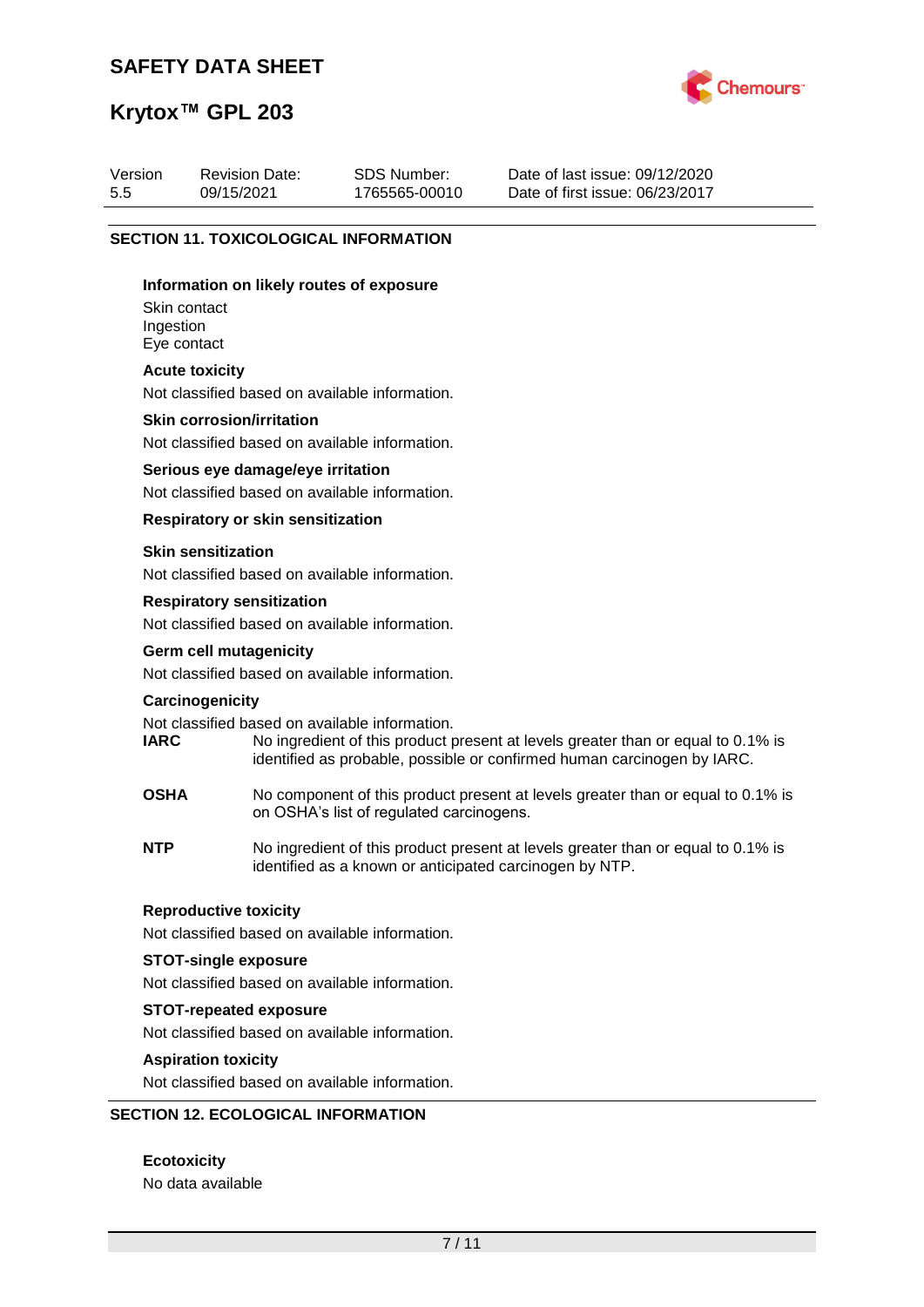## SECTION 11. TOXICOLOGICAL INFORMATION

**Information on likely routes of exposure**

Skin contact
Ingestion
Eye contact

**Acute toxicity**

Not classified based on available information.

**Skin corrosion/irritation**

Not classified based on available information.

**Serious eye damage/eye irritation**

Not classified based on available information.

**Respiratory or skin sensitization**

**Skin sensitization**

Not classified based on available information.

**Respiratory sensitization**

Not classified based on available information.

**Germ cell mutagenicity**

Not classified based on available information.

**Carcinogenicity**

Not classified based on available information.

**IARC** No ingredient of this product present at levels greater than or equal to 0.1% is identified as probable, possible or confirmed human carcinogen by IARC.

**OSHA** No component of this product present at levels greater than or equal to 0.1% is on OSHA's list of regulated carcinogens.

**NTP** No ingredient of this product present at levels greater than or equal to 0.1% is identified as a known or anticipated carcinogen by NTP.

**Reproductive toxicity**

Not classified based on available information.

**STOT-single exposure**

Not classified based on available information.

**STOT-repeated exposure**

Not classified based on available information.

**Aspiration toxicity**

Not classified based on available information.

## SECTION 12. ECOLOGICAL INFORMATION

**Ecotoxicity**

No data available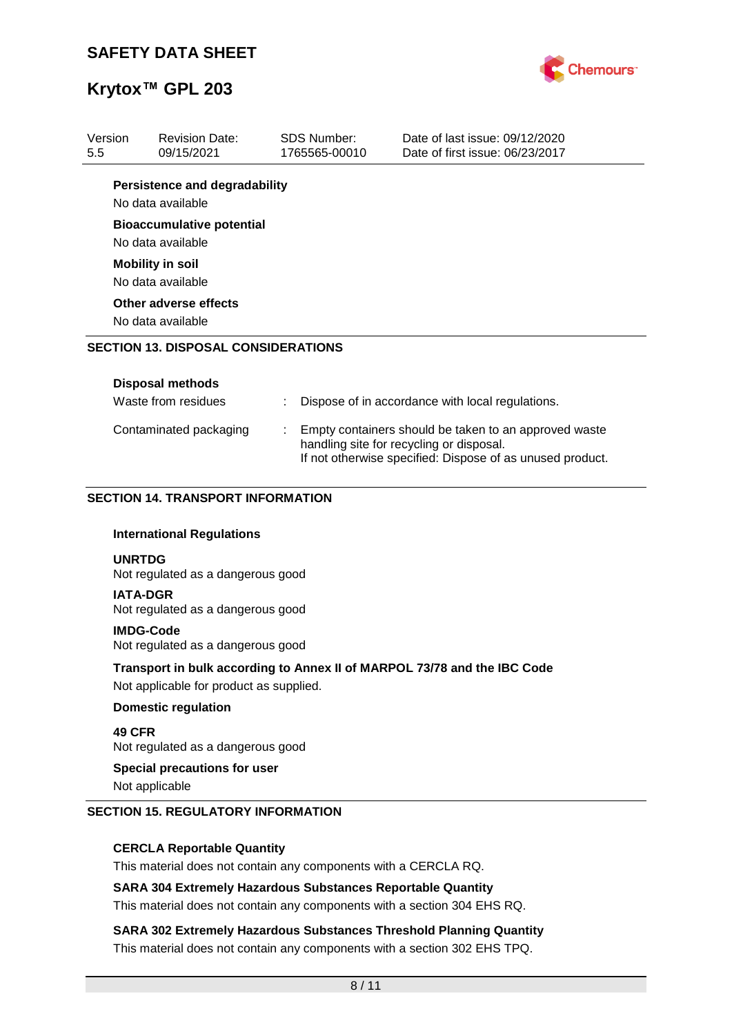| Version | Revision Date: | SDS Number: | Date of last issue: 09/12/2020 |
| --- | --- | --- | --- |
| 5.5 | 09/15/2021 | 1765565-00010 | Date of first issue: 06/23/2017 |

**Persistence and degradability**

No data available

**Bioaccumulative potential**

No data available

**Mobility in soil**

No data available

**Other adverse effects**

No data available

## SECTION 13. DISPOSAL CONSIDERATIONS

**Disposal methods**

| | | |
| --- | --- | --- |
| Waste from residues | : | Dispose of in accordance with local regulations. |
| Contaminated packaging | : | Empty containers should be taken to an approved waste handling site for recycling or disposal. If not otherwise specified: Dispose of as unused product. |

## SECTION 14. TRANSPORT INFORMATION

**International Regulations**

**UNRTDG**

Not regulated as a dangerous good

**IATA-DGR**

Not regulated as a dangerous good

**IMDG-Code**

Not regulated as a dangerous good

**Transport in bulk according to Annex II of MARPOL 73/78 and the IBC Code**

Not applicable for product as supplied.

**Domestic regulation**

**49 CFR**

Not regulated as a dangerous good

**Special precautions for user**

Not applicable

## SECTION 15. REGULATORY INFORMATION

**CERCLA Reportable Quantity**

This material does not contain any components with a CERCLA RQ.

**SARA 304 Extremely Hazardous Substances Reportable Quantity**

This material does not contain any components with a section 304 EHS RQ.

**SARA 302 Extremely Hazardous Substances Threshold Planning Quantity**

This material does not contain any components with a section 302 EHS TPQ.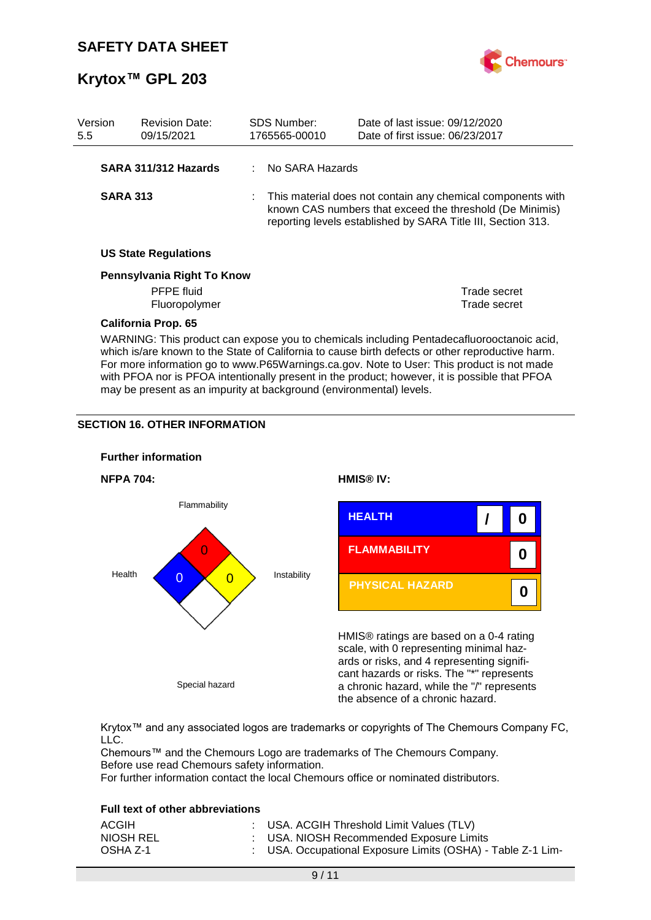| SARA 311/312 Hazards | : | No SARA Hazards |
|---|---|---|
| SARA 313 | : | This material does not contain any chemical components with known CAS numbers that exceed the threshold (De Minimis) reporting levels established by SARA Title III, Section 313. |

**US State Regulations**

**Pennsylvania Right To Know**

| | |
|---|---|
| PFPE fluid | Trade secret |
| Fluoropolymer | Trade secret |

**California Prop. 65**

WARNING: This product can expose you to chemicals including Pentadecafluorooctanoic acid, which is/are known to the State of California to cause birth defects or other reproductive harm. For more information go to www.P65Warnings.ca.gov. Note to User: This product is not made with PFOA nor is PFOA intentionally present in the product; however, it is possible that PFOA may be present as an impurity at background (environmental) levels.

## SECTION 16. OTHER INFORMATION

**Further information**

**NFPA 704:**

Flammability: 0

Health: 0

Instability: 0

Special hazard

**HMIS® IV:**

| | | |
|---|---|---|
| HEALTH | / | 0 |
| FLAMMABILITY | | 0 |
| PHYSICAL HAZARD | | 0 |

HMIS® ratings are based on a 0-4 rating scale, with 0 representing minimal hazards or risks, and 4 representing significant hazards or risks. The "*" represents a chronic hazard, while the "/" represents the absence of a chronic hazard.

Krytox™ and any associated logos are trademarks or copyrights of The Chemours Company FC, LLC.
Chemours™ and the Chemours Logo are trademarks of The Chemours Company.
Before use read Chemours safety information.
For further information contact the local Chemours office or nominated distributors.

**Full text of other abbreviations**

| | | |
|---|---|---|
| ACGIH | : | USA. ACGIH Threshold Limit Values (TLV) |
| NIOSH REL | : | USA. NIOSH Recommended Exposure Limits |
| OSHA Z-1 | : | USA. Occupational Exposure Limits (OSHA) - Table Z-1 Lim- |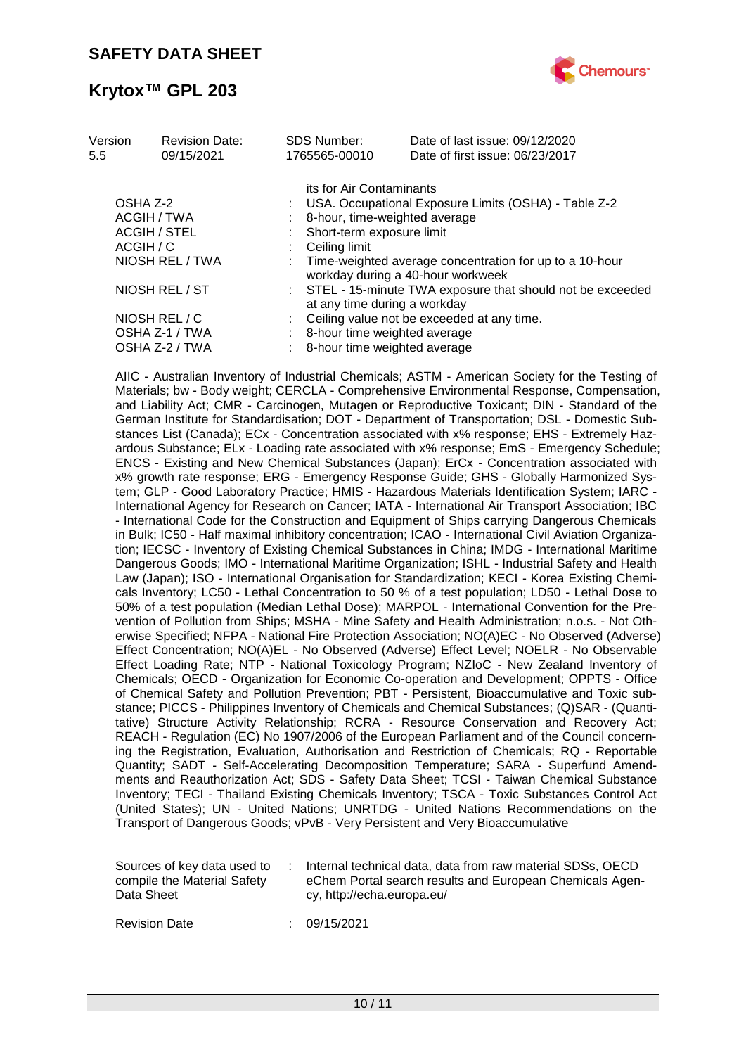| | | |
|---|---|---|
| | | its for Air Contaminants |
| OSHA Z-2 | : | USA. Occupational Exposure Limits (OSHA) - Table Z-2 |
| ACGIH / TWA | : | 8-hour, time-weighted average |
| ACGIH / STEL | : | Short-term exposure limit |
| ACGIH / C | : | Ceiling limit |
| NIOSH REL / TWA | : | Time-weighted average concentration for up to a 10-hour workday during a 40-hour workweek |
| NIOSH REL / ST | : | STEL - 15-minute TWA exposure that should not be exceeded at any time during a workday |
| NIOSH REL / C | : | Ceiling value not be exceeded at any time. |
| OSHA Z-1 / TWA | : | 8-hour time weighted average |
| OSHA Z-2 / TWA | : | 8-hour time weighted average |

AIIC - Australian Inventory of Industrial Chemicals; ASTM - American Society for the Testing of Materials; bw - Body weight; CERCLA - Comprehensive Environmental Response, Compensation, and Liability Act; CMR - Carcinogen, Mutagen or Reproductive Toxicant; DIN - Standard of the German Institute for Standardisation; DOT - Department of Transportation; DSL - Domestic Substances List (Canada); ECx - Concentration associated with x% response; EHS - Extremely Hazardous Substance; ELx - Loading rate associated with x% response; EmS - Emergency Schedule; ENCS - Existing and New Chemical Substances (Japan); ErCx - Concentration associated with x% growth rate response; ERG - Emergency Response Guide; GHS - Globally Harmonized System; GLP - Good Laboratory Practice; HMIS - Hazardous Materials Identification System; IARC - International Agency for Research on Cancer; IATA - International Air Transport Association; IBC - International Code for the Construction and Equipment of Ships carrying Dangerous Chemicals in Bulk; IC50 - Half maximal inhibitory concentration; ICAO - International Civil Aviation Organization; IECSC - Inventory of Existing Chemical Substances in China; IMDG - International Maritime Dangerous Goods; IMO - International Maritime Organization; ISHL - Industrial Safety and Health Law (Japan); ISO - International Organisation for Standardization; KECI - Korea Existing Chemicals Inventory; LC50 - Lethal Concentration to 50 % of a test population; LD50 - Lethal Dose to 50% of a test population (Median Lethal Dose); MARPOL - International Convention for the Prevention of Pollution from Ships; MSHA - Mine Safety and Health Administration; n.o.s. - Not Otherwise Specified; NFPA - National Fire Protection Association; NO(A)EC - No Observed (Adverse) Effect Concentration; NO(A)EL - No Observed (Adverse) Effect Level; NOELR - No Observable Effect Loading Rate; NTP - National Toxicology Program; NZIoC - New Zealand Inventory of Chemicals; OECD - Organization for Economic Co-operation and Development; OPPTS - Office of Chemical Safety and Pollution Prevention; PBT - Persistent, Bioaccumulative and Toxic substance; PICCS - Philippines Inventory of Chemicals and Chemical Substances; (Q)SAR - (Quantitative) Structure Activity Relationship; RCRA - Resource Conservation and Recovery Act; REACH - Regulation (EC) No 1907/2006 of the European Parliament and of the Council concerning the Registration, Evaluation, Authorisation and Restriction of Chemicals; RQ - Reportable Quantity; SADT - Self-Accelerating Decomposition Temperature; SARA - Superfund Amendments and Reauthorization Act; SDS - Safety Data Sheet; TCSI - Taiwan Chemical Substance Inventory; TECI - Thailand Existing Chemicals Inventory; TSCA - Toxic Substances Control Act (United States); UN - United Nations; UNRTDG - United Nations Recommendations on the Transport of Dangerous Goods; vPvB - Very Persistent and Very Bioaccumulative

| | | |
|---|---|---|
| Sources of key data used to compile the Material Safety Data Sheet | : | Internal technical data, data from raw material SDSs, OECD eChem Portal search results and European Chemicals Agency, http://echa.europa.eu/ |
| Revision Date | : | 09/15/2021 |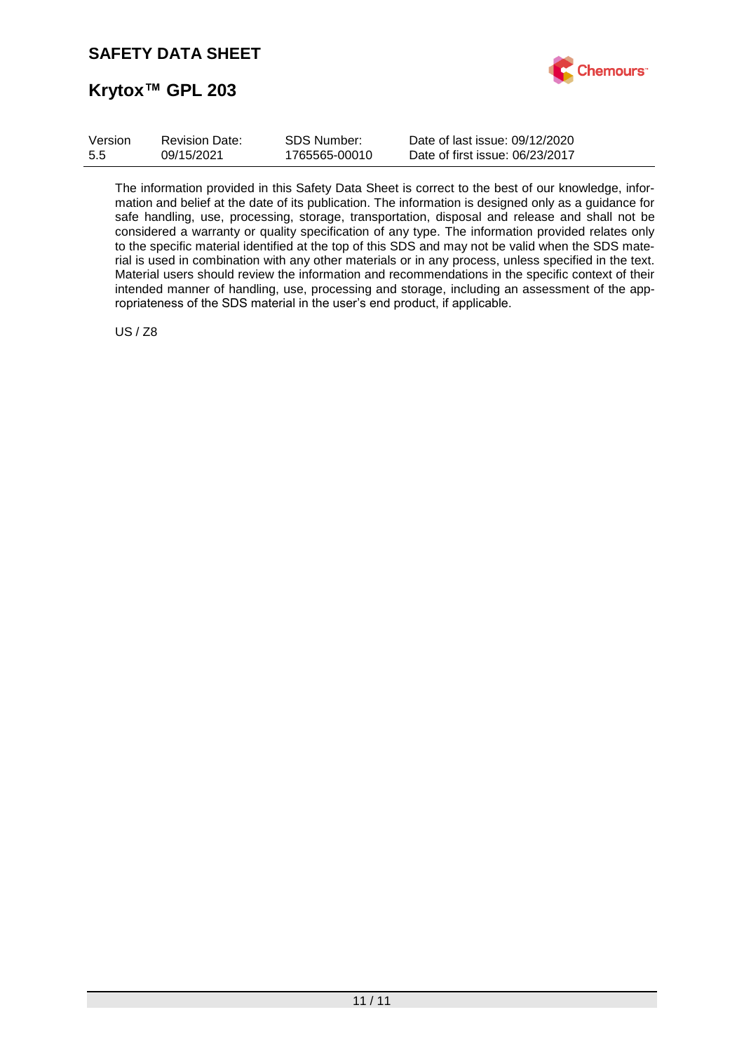The information provided in this Safety Data Sheet is correct to the best of our knowledge, information and belief at the date of its publication. The information is designed only as a guidance for safe handling, use, processing, storage, transportation, disposal and release and shall not be considered a warranty or quality specification of any type. The information provided relates only to the specific material identified at the top of this SDS and may not be valid when the SDS material is used in combination with any other materials or in any process, unless specified in the text. Material users should review the information and recommendations in the specific context of their intended manner of handling, use, processing and storage, including an assessment of the appropriateness of the SDS material in the user's end product, if applicable.

US / Z8